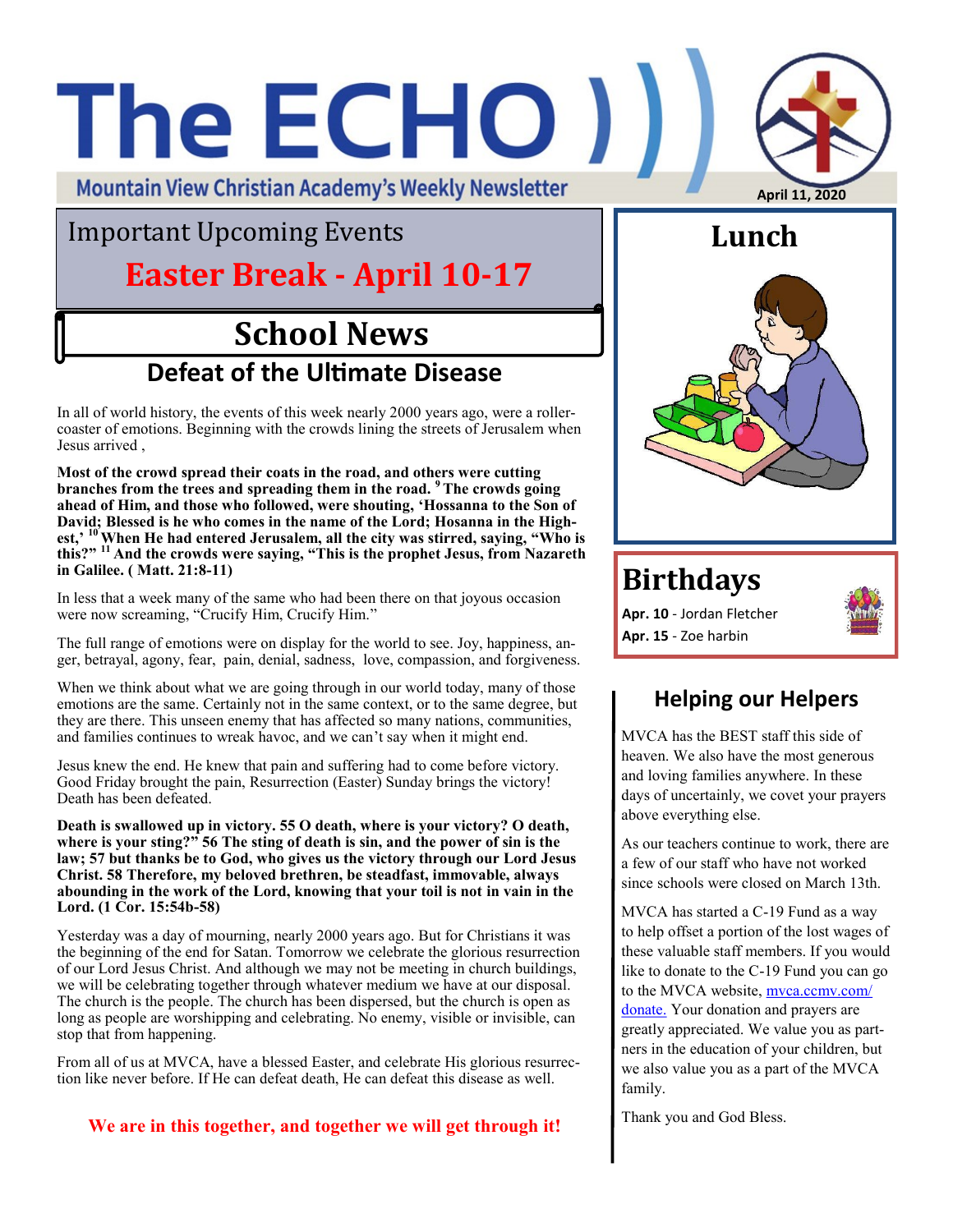# The ECHO

Mountain View Christian Academy's Weekly Newsletter

April 11, 2020

## Important Upcoming Events

**Easter Break - April 10-17**

## School News

### Defeat of the Ultimate Disease

In all of world history, the events of this week nearly 2000 years ago, were a roller-coaster of emotions. Beginning with the crowds lining the streets of Jerusalem when Jesus arrived ,

**Most of the crowd spread their coats in the road, and others were cutting branches from the trees and spreading them in the road. [9] The crowds going ahead of Him, and those who followed, were shouting, 'Hossanna to the Son of David; Blessed is he who comes in the name of the Lord; Hosanna in the Highest,' [10] When He had entered Jerusalem, all the city was stirred, saying, "Who is this?" [11] And the crowds were saying, "This is the prophet Jesus, from Nazareth in Galilee. ( Matt. 21:8-11)**

In less that a week many of the same who had been there on that joyous occasion were now screaming, "Crucify Him, Crucify Him."

The full range of emotions were on display for the world to see. Joy, happiness, anger, betrayal, agony, fear, pain, denial, sadness, love, compassion, and forgiveness.

When we think about what we are going through in our world today, many of those emotions are the same. Certainly not in the same context, or to the same degree, but they are there. This unseen enemy that has affected so many nations, communities, and families continues to wreak havoc, and we can't say when it might end.

Jesus knew the end. He knew that pain and suffering had to come before victory. Good Friday brought the pain, Resurrection (Easter) Sunday brings the victory! Death has been defeated.

**Death is swallowed up in victory. 55 O death, where is your victory? O death, where is your sting?" 56 The sting of death is sin, and the power of sin is the law; 57 but thanks be to God, who gives us the victory through our Lord Jesus Christ. 58 Therefore, my beloved brethren, be steadfast, immovable, always abounding in the work of the Lord, knowing that your toil is not in vain in the Lord. (1 Cor. 15:54b-58)**

Yesterday was a day of mourning, nearly 2000 years ago. But for Christians it was the beginning of the end for Satan. Tomorrow we celebrate the glorious resurrection of our Lord Jesus Christ. And although we may not be meeting in church buildings, we will be celebrating together through whatever medium we have at our disposal. The church is the people. The church has been dispersed, but the church is open as long as people are worshipping and celebrating. No enemy, visible or invisible, can stop that from happening.

From all of us at MVCA, have a blessed Easter, and celebrate His glorious resurrection like never before. If He can defeat death, He can defeat this disease as well.

**We are in this together, and together we will get through it!**

## Lunch

## Birthdays

**Apr. 10** - Jordan Fletcher

**Apr. 15** - Zoe harbin

## Helping our Helpers

MVCA has the BEST staff this side of heaven. We also have the most generous and loving families anywhere. In these days of uncertainly, we covet your prayers above everything else.

As our teachers continue to work, there are a few of our staff who have not worked since schools were closed on March 13th.

MVCA has started a C-19 Fund as a way to help offset a portion of the lost wages of these valuable staff members. If you would like to donate to the C-19 Fund you can go to the MVCA website, mvca.ccmv.com/donate. Your donation and prayers are greatly appreciated. We value you as partners in the education of your children, but we also value you as a part of the MVCA family.

Thank you and God Bless.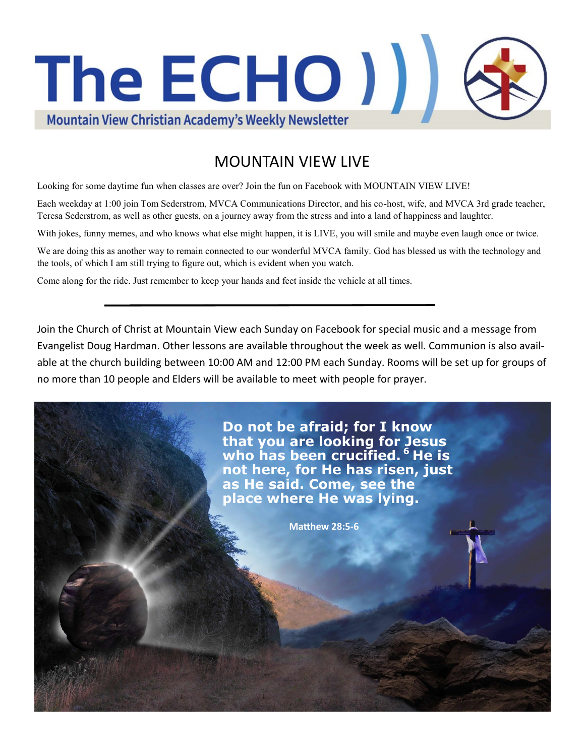# The ECHO

Mountain View Christian Academy's Weekly Newsletter

## MOUNTAIN VIEW LIVE

Looking for some daytime fun when classes are over? Join the fun on Facebook with MOUNTAIN VIEW LIVE!

Each weekday at 1:00 join Tom Sederstrom, MVCA Communications Director, and his co-host, wife, and MVCA 3rd grade teacher, Teresa Sederstrom, as well as other guests, on a journey away from the stress and into a land of happiness and laughter.

With jokes, funny memes, and who knows what else might happen, it is LIVE, you will smile and maybe even laugh once or twice.

We are doing this as another way to remain connected to our wonderful MVCA family. God has blessed us with the technology and the tools, of which I am still trying to figure out, which is evident when you watch.

Come along for the ride. Just remember to keep your hands and feet inside the vehicle at all times.

---

Join the Church of Christ at Mountain View each Sunday on Facebook for special music and a message from Evangelist Doug Hardman. Other lessons are available throughout the week as well. Communion is also available at the church building between 10:00 AM and 12:00 PM each Sunday. Rooms will be set up for groups of no more than 10 people and Elders will be available to meet with people for prayer.

**Do not be afraid; for I know that you are looking for Jesus who has been crucified. [6] He is not here, for He has risen, just as He said. Come, see the place where He was lying.**

**Matthew 28:5-6**